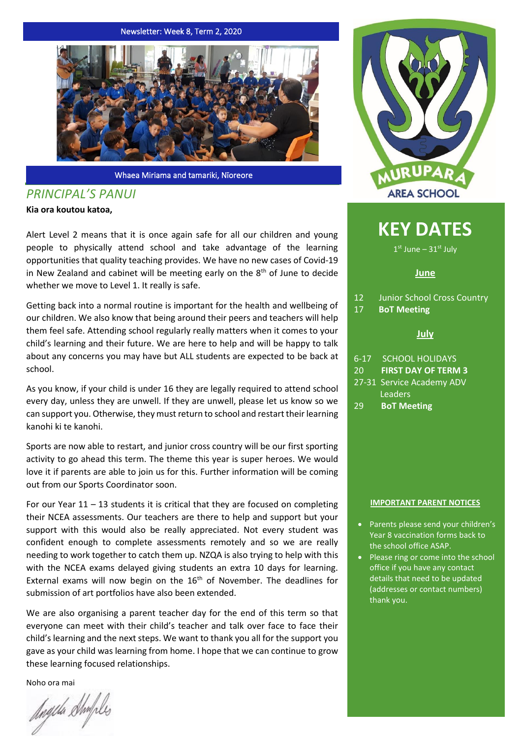Newsletter: Week 8, Term 2, 2020

Whaea Miriama and tamariki, Nīoreore

## *PRINCIPAL'S PANUI*

**Kia ora koutou katoa,**

Alert Level 2 means that it is once again safe for all our children and young people to physically attend school and take advantage of the learning opportunities that quality teaching provides. We have no new cases of Covid-19 in New Zealand and cabinet will be meeting early on the 8th of June to decide whether we move to Level 1. It really is safe.

Getting back into a normal routine is important for the health and wellbeing of our children. We also know that being around their peers and teachers will help them feel safe. Attending school regularly really matters when it comes to your child's learning and their future. We are here to help and will be happy to talk about any concerns you may have but ALL students are expected to be back at school.

As you know, if your child is under 16 they are legally required to attend school every day, unless they are unwell. If they are unwell, please let us know so we can support you. Otherwise, they must return to school and restart their learning kanohi ki te kanohi.

Sports are now able to restart, and junior cross country will be our first sporting activity to go ahead this term. The theme this year is super heroes. We would love it if parents are able to join us for this. Further information will be coming out from our Sports Coordinator soon.

For our Year 11 – 13 students it is critical that they are focused on completing their NCEA assessments. Our teachers are there to help and support but your support with this would also be really appreciated. Not every student was confident enough to complete assessments remotely and so we are really needing to work together to catch them up. NZQA is also trying to help with this with the NCEA exams delayed giving students an extra 10 days for learning. External exams will now begin on the 16th of November. The deadlines for submission of art portfolios have also been extended.

We are also organising a parent teacher day for the end of this term so that everyone can meet with their child's teacher and talk over face to face their child's learning and the next steps. We want to thank you all for the support you gave as your child was learning from home. I hope that we can continue to grow these learning focused relationships.

Noho ora mai

MURUPARA AREA SCHOOL

# KEY DATES

1st June – 31st July

**June**

12 Junior School Cross Country
17 **BoT Meeting**

**July**

6-17 SCHOOL HOLIDAYS
20 **FIRST DAY OF TERM 3**
27-31 Service Academy ADV Leaders
29 **BoT Meeting**

**IMPORTANT PARENT NOTICES**

- Parents please send your children's Year 8 vaccination forms back to the school office ASAP.
- Please ring or come into the school office if you have any contact details that need to be updated (addresses or contact numbers) thank you.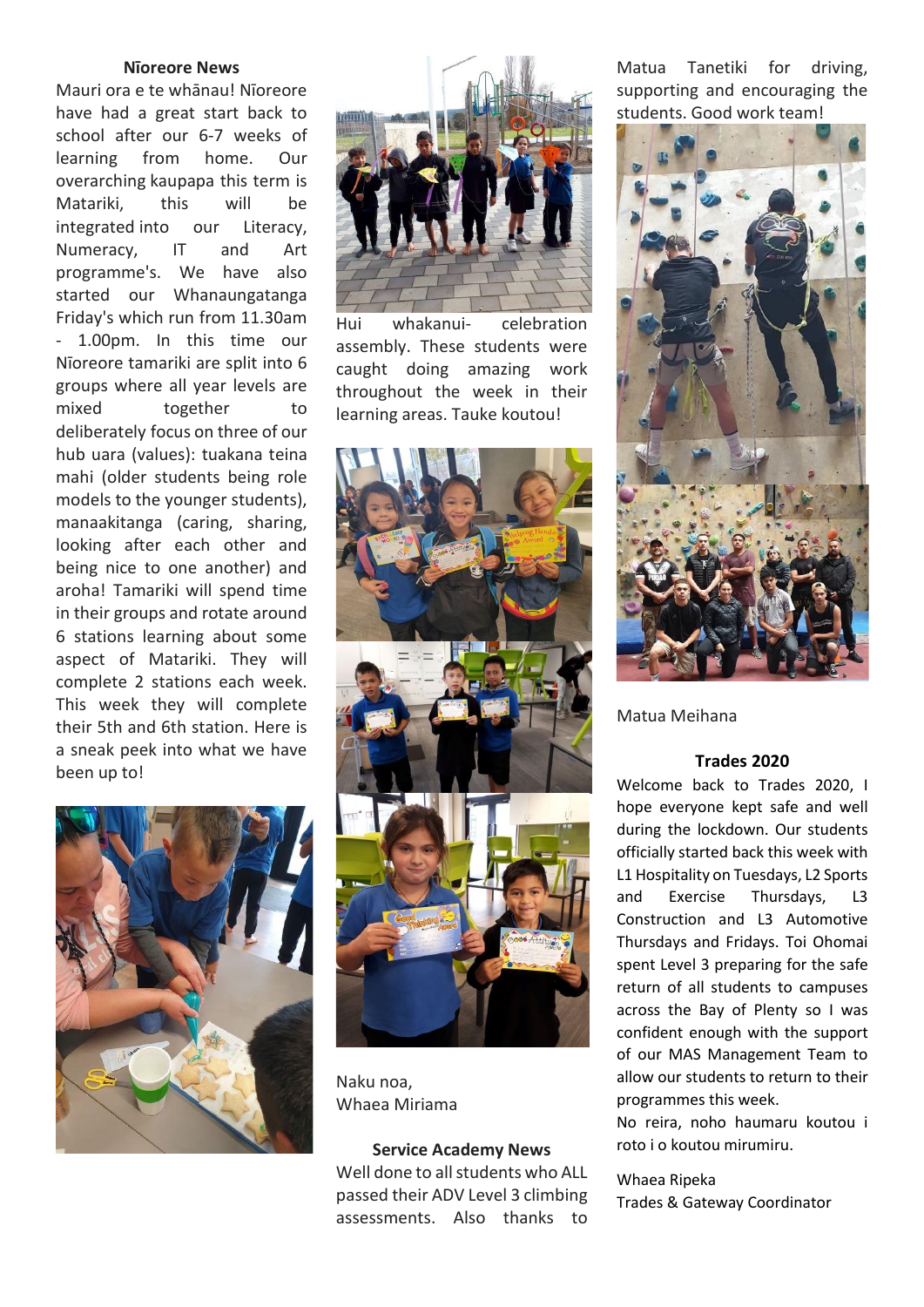## Nīoreore News

Mauri ora e te whānau! Nīoreore have had a great start back to school after our 6-7 weeks of learning from home. Our overarching kaupapa this term is Matariki, this will be integrated into our Literacy, Numeracy, IT and Art programme's. We have also started our Whanaungatanga Friday's which run from 11.30am - 1.00pm. In this time our Nīoreore tamariki are split into 6 groups where all year levels are mixed together to deliberately focus on three of our hub uara (values): tuakana teina mahi (older students being role models to the younger students), manaakitanga (caring, sharing, looking after each other and being nice to one another) and aroha! Tamariki will spend time in their groups and rotate around 6 stations learning about some aspect of Matariki. They will complete 2 stations each week. This week they will complete their 5th and 6th station. Here is a sneak peek into what we have been up to!

Hui whakanui- celebration assembly. These students were caught doing amazing work throughout the week in their learning areas. Tauke koutou!

Naku noa,
Whaea Miriama

## Service Academy News

Well done to all students who ALL passed their ADV Level 3 climbing assessments. Also thanks to Matua Tanetiki for driving, supporting and encouraging the students. Good work team!

Matua Meihana

## Trades 2020

Welcome back to Trades 2020, I hope everyone kept safe and well during the lockdown. Our students officially started back this week with L1 Hospitality on Tuesdays, L2 Sports and Exercise Thursdays, L3 Construction and L3 Automotive Thursdays and Fridays. Toi Ohomai spent Level 3 preparing for the safe return of all students to campuses across the Bay of Plenty so I was confident enough with the support of our MAS Management Team to allow our students to return to their programmes this week.

No reira, noho haumaru koutou i roto i o koutou mirumiru.

Whaea Ripeka
Trades & Gateway Coordinator